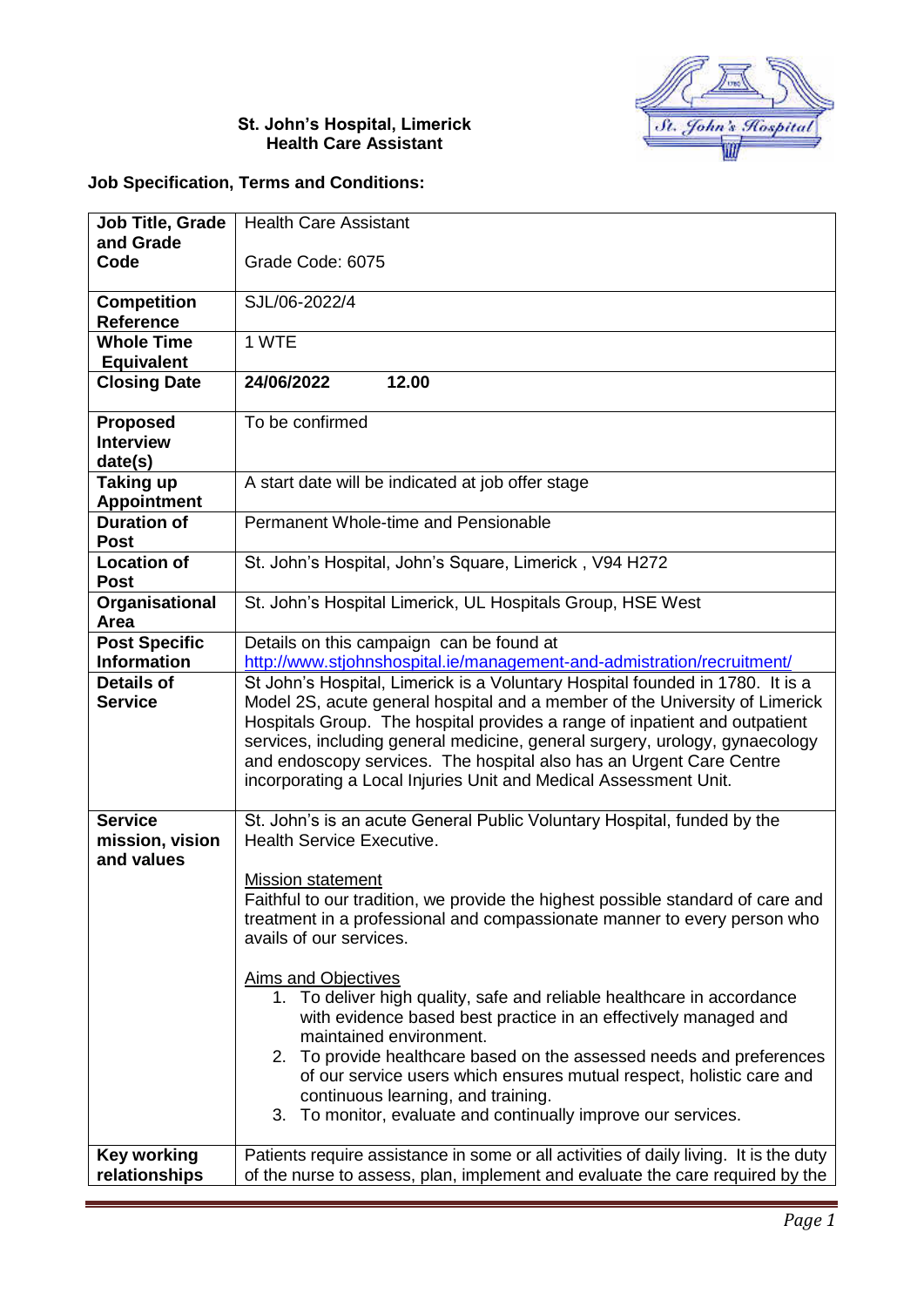**St. John's Hospital, Limerick**
**Health Care Assistant**

**Job Specification, Terms and Conditions:**

| **Job Title, Grade and Grade Code** | Health Care Assistant<br><br>Grade Code: 6075 |
|---|---|
| **Competition Reference** | SJL/06-2022/4 |
| **Whole Time Equivalent** | 1 WTE |
| **Closing Date** | **24/06/2022 12.00** |
| **Proposed Interview date(s)** | To be confirmed |
| **Taking up Appointment** | A start date will be indicated at job offer stage |
| **Duration of Post** | Permanent Whole-time and Pensionable |
| **Location of Post** | St. John's Hospital, John's Square, Limerick , V94 H272 |
| **Organisational Area** | St. John's Hospital Limerick, UL Hospitals Group, HSE West |
| **Post Specific Information** | Details on this campaign can be found at http://www.stjohnshospital.ie/management-and-admistration/recruitment/ |
| **Details of Service** | St John's Hospital, Limerick is a Voluntary Hospital founded in 1780. It is a Model 2S, acute general hospital and a member of the University of Limerick Hospitals Group. The hospital provides a range of inpatient and outpatient services, including general medicine, general surgery, urology, gynaecology and endoscopy services. The hospital also has an Urgent Care Centre incorporating a Local Injuries Unit and Medical Assessment Unit. |
| **Service mission, vision and values** | St. John's is an acute General Public Voluntary Hospital, funded by the Health Service Executive.<br><br><u>Mission statement</u><br>Faithful to our tradition, we provide the highest possible standard of care and treatment in a professional and compassionate manner to every person who avails of our services.<br><br><u>Aims and Objectives</u><br>1. To deliver high quality, safe and reliable healthcare in accordance with evidence based best practice in an effectively managed and maintained environment.<br>2. To provide healthcare based on the assessed needs and preferences of our service users which ensures mutual respect, holistic care and continuous learning, and training.<br>3. To monitor, evaluate and continually improve our services. |
| **Key working relationships** | Patients require assistance in some or all activities of daily living. It is the duty of the nurse to assess, plan, implement and evaluate the care required by the |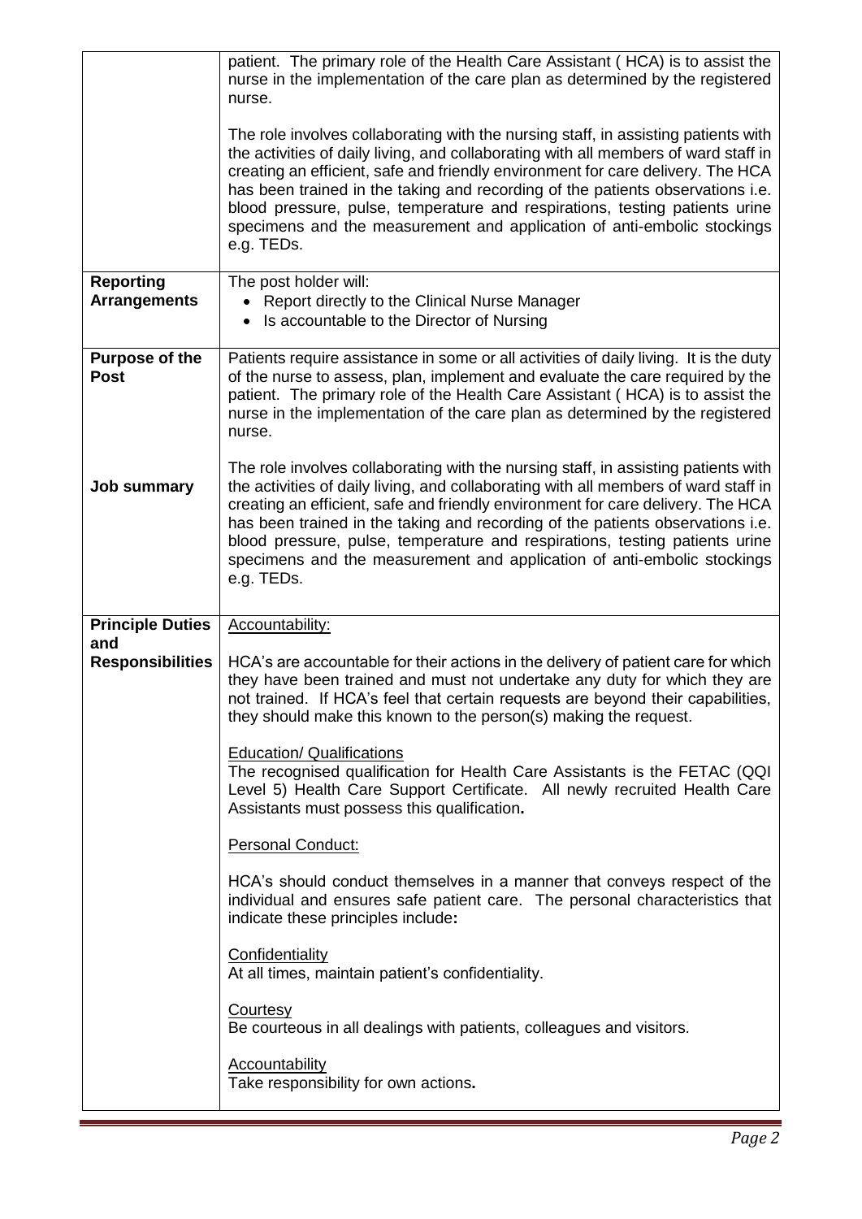| | |
|---|---|
| | patient. The primary role of the Health Care Assistant ( HCA) is to assist the nurse in the implementation of the care plan as determined by the registered nurse.<br><br>The role involves collaborating with the nursing staff, in assisting patients with the activities of daily living, and collaborating with all members of ward staff in creating an efficient, safe and friendly environment for care delivery. The HCA has been trained in the taking and recording of the patients observations i.e. blood pressure, pulse, temperature and respirations, testing patients urine specimens and the measurement and application of anti-embolic stockings e.g. TEDs. |
| **Reporting Arrangements** | The post holder will:<br>• Report directly to the Clinical Nurse Manager<br>• Is accountable to the Director of Nursing |
| **Purpose of the Post**<br><br><br><br><br><br>**Job summary** | Patients require assistance in some or all activities of daily living. It is the duty of the nurse to assess, plan, implement and evaluate the care required by the patient. The primary role of the Health Care Assistant ( HCA) is to assist the nurse in the implementation of the care plan as determined by the registered nurse.<br><br>The role involves collaborating with the nursing staff, in assisting patients with the activities of daily living, and collaborating with all members of ward staff in creating an efficient, safe and friendly environment for care delivery. The HCA has been trained in the taking and recording of the patients observations i.e. blood pressure, pulse, temperature and respirations, testing patients urine specimens and the measurement and application of anti-embolic stockings e.g. TEDs. |
| **Principle Duties and Responsibilities** | <u>Accountability:</u><br><br>HCA's are accountable for their actions in the delivery of patient care for which they have been trained and must not undertake any duty for which they are not trained. If HCA's feel that certain requests are beyond their capabilities, they should make this known to the person(s) making the request.<br><br><u>Education/ Qualifications</u><br>The recognised qualification for Health Care Assistants is the FETAC (QQI Level 5) Health Care Support Certificate. All newly recruited Health Care Assistants must possess this qualification.<br><br><u>Personal Conduct:</u><br><br>HCA's should conduct themselves in a manner that conveys respect of the individual and ensures safe patient care. The personal characteristics that indicate these principles include:<br><br><u>Confidentiality</u><br>At all times, maintain patient's confidentiality.<br><br><u>Courtesy</u><br>Be courteous in all dealings with patients, colleagues and visitors.<br><br><u>Accountability</u><br>Take responsibility for own actions. |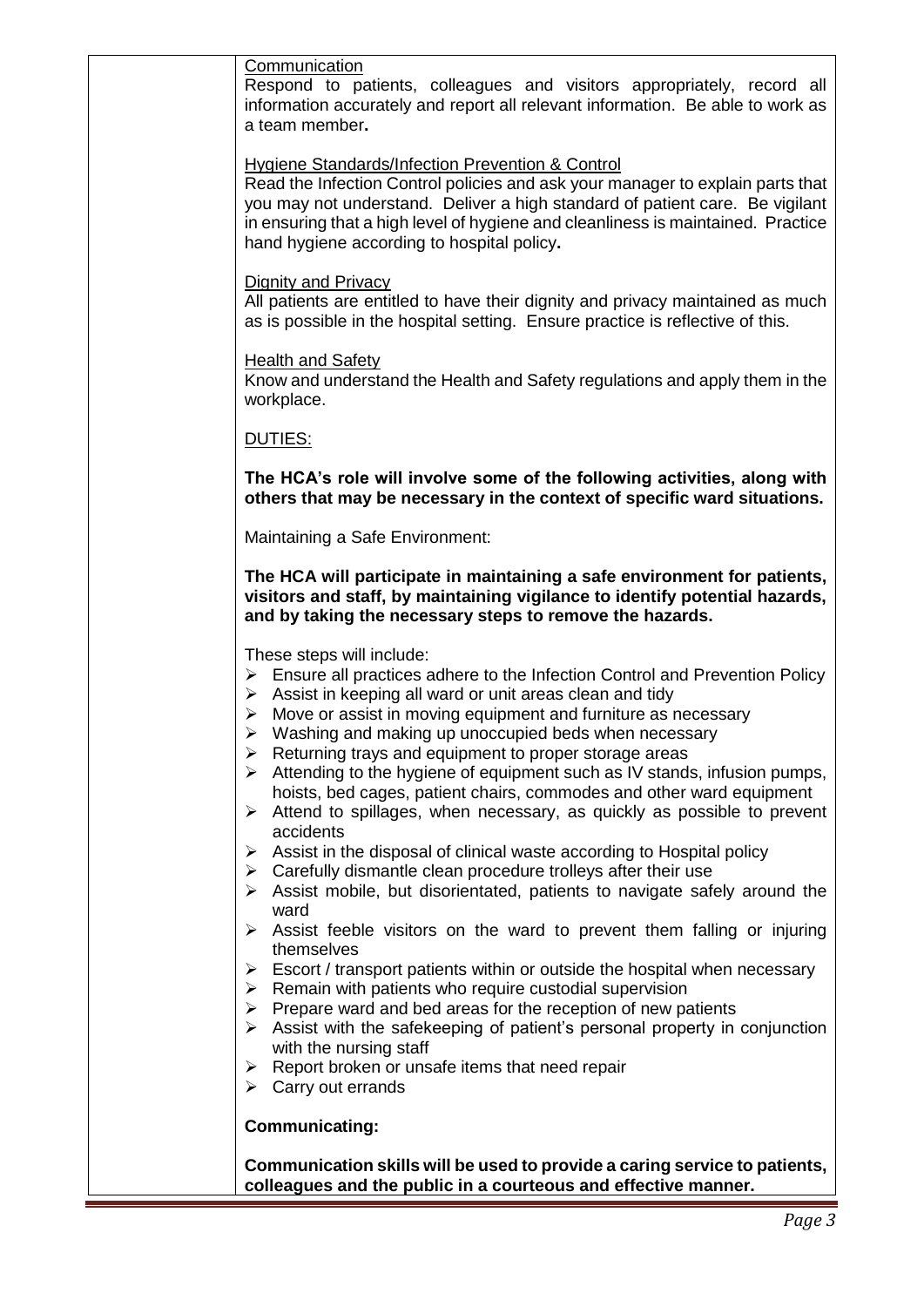Communication

Respond to patients, colleagues and visitors appropriately, record all information accurately and report all relevant information. Be able to work as a team member**.**

Hygiene Standards/Infection Prevention & Control

Read the Infection Control policies and ask your manager to explain parts that you may not understand. Deliver a high standard of patient care. Be vigilant in ensuring that a high level of hygiene and cleanliness is maintained. Practice hand hygiene according to hospital policy**.**

Dignity and Privacy

All patients are entitled to have their dignity and privacy maintained as much as is possible in the hospital setting. Ensure practice is reflective of this.

Health and Safety

Know and understand the Health and Safety regulations and apply them in the workplace.

DUTIES:

**The HCA's role will involve some of the following activities, along with others that may be necessary in the context of specific ward situations.**

Maintaining a Safe Environment:

**The HCA will participate in maintaining a safe environment for patients, visitors and staff, by maintaining vigilance to identify potential hazards, and by taking the necessary steps to remove the hazards.**

These steps will include:

- Ensure all practices adhere to the Infection Control and Prevention Policy
- Assist in keeping all ward or unit areas clean and tidy
- Move or assist in moving equipment and furniture as necessary
- Washing and making up unoccupied beds when necessary
- Returning trays and equipment to proper storage areas
- Attending to the hygiene of equipment such as IV stands, infusion pumps, hoists, bed cages, patient chairs, commodes and other ward equipment
- Attend to spillages, when necessary, as quickly as possible to prevent accidents
- Assist in the disposal of clinical waste according to Hospital policy
- Carefully dismantle clean procedure trolleys after their use
- Assist mobile, but disorientated, patients to navigate safely around the ward
- Assist feeble visitors on the ward to prevent them falling or injuring themselves
- Escort / transport patients within or outside the hospital when necessary
- Remain with patients who require custodial supervision
- Prepare ward and bed areas for the reception of new patients
- Assist with the safekeeping of patient's personal property in conjunction with the nursing staff
- Report broken or unsafe items that need repair
- Carry out errands

**Communicating:**

**Communication skills will be used to provide a caring service to patients, colleagues and the public in a courteous and effective manner.**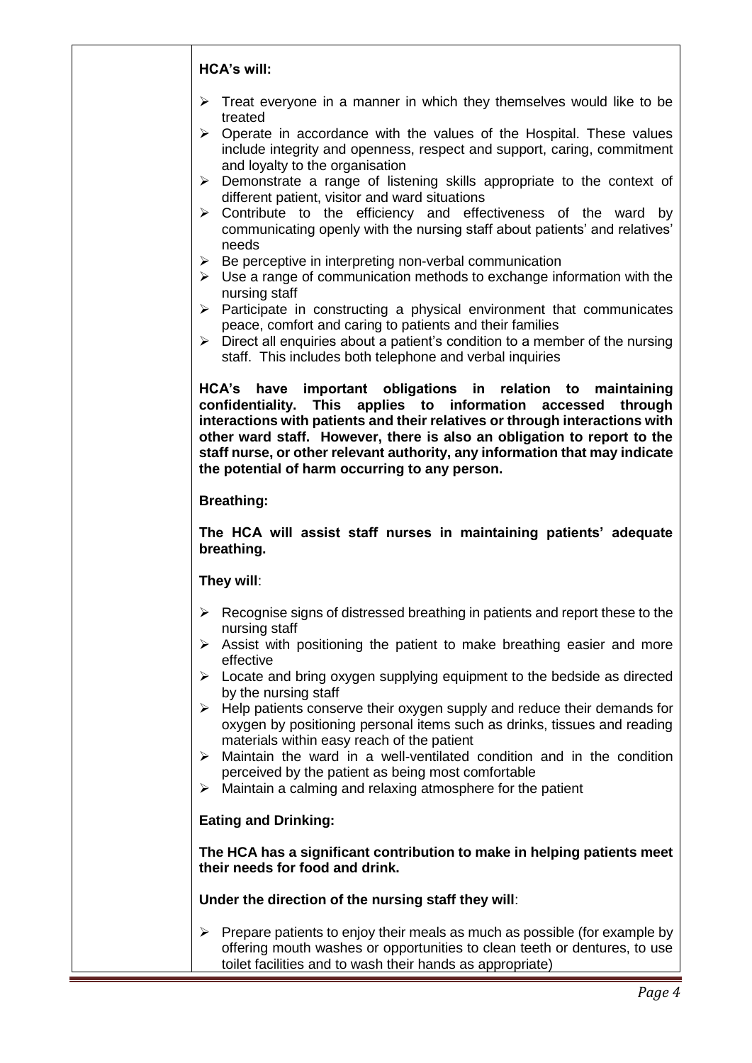**HCA's will:**

- Treat everyone in a manner in which they themselves would like to be treated
- Operate in accordance with the values of the Hospital. These values include integrity and openness, respect and support, caring, commitment and loyalty to the organisation
- Demonstrate a range of listening skills appropriate to the context of different patient, visitor and ward situations
- Contribute to the efficiency and effectiveness of the ward by communicating openly with the nursing staff about patients' and relatives' needs
- Be perceptive in interpreting non-verbal communication
- Use a range of communication methods to exchange information with the nursing staff
- Participate in constructing a physical environment that communicates peace, comfort and caring to patients and their families
- Direct all enquiries about a patient's condition to a member of the nursing staff. This includes both telephone and verbal inquiries

**HCA's have important obligations in relation to maintaining confidentiality. This applies to information accessed through interactions with patients and their relatives or through interactions with other ward staff. However, there is also an obligation to report to the staff nurse, or other relevant authority, any information that may indicate the potential of harm occurring to any person.**

**Breathing:**

**The HCA will assist staff nurses in maintaining patients' adequate breathing.**

**They will**:

- Recognise signs of distressed breathing in patients and report these to the nursing staff
- Assist with positioning the patient to make breathing easier and more effective
- Locate and bring oxygen supplying equipment to the bedside as directed by the nursing staff
- Help patients conserve their oxygen supply and reduce their demands for oxygen by positioning personal items such as drinks, tissues and reading materials within easy reach of the patient
- Maintain the ward in a well-ventilated condition and in the condition perceived by the patient as being most comfortable
- Maintain a calming and relaxing atmosphere for the patient

**Eating and Drinking:**

**The HCA has a significant contribution to make in helping patients meet their needs for food and drink.**

**Under the direction of the nursing staff they will**:

- Prepare patients to enjoy their meals as much as possible (for example by offering mouth washes or opportunities to clean teeth or dentures, to use toilet facilities and to wash their hands as appropriate)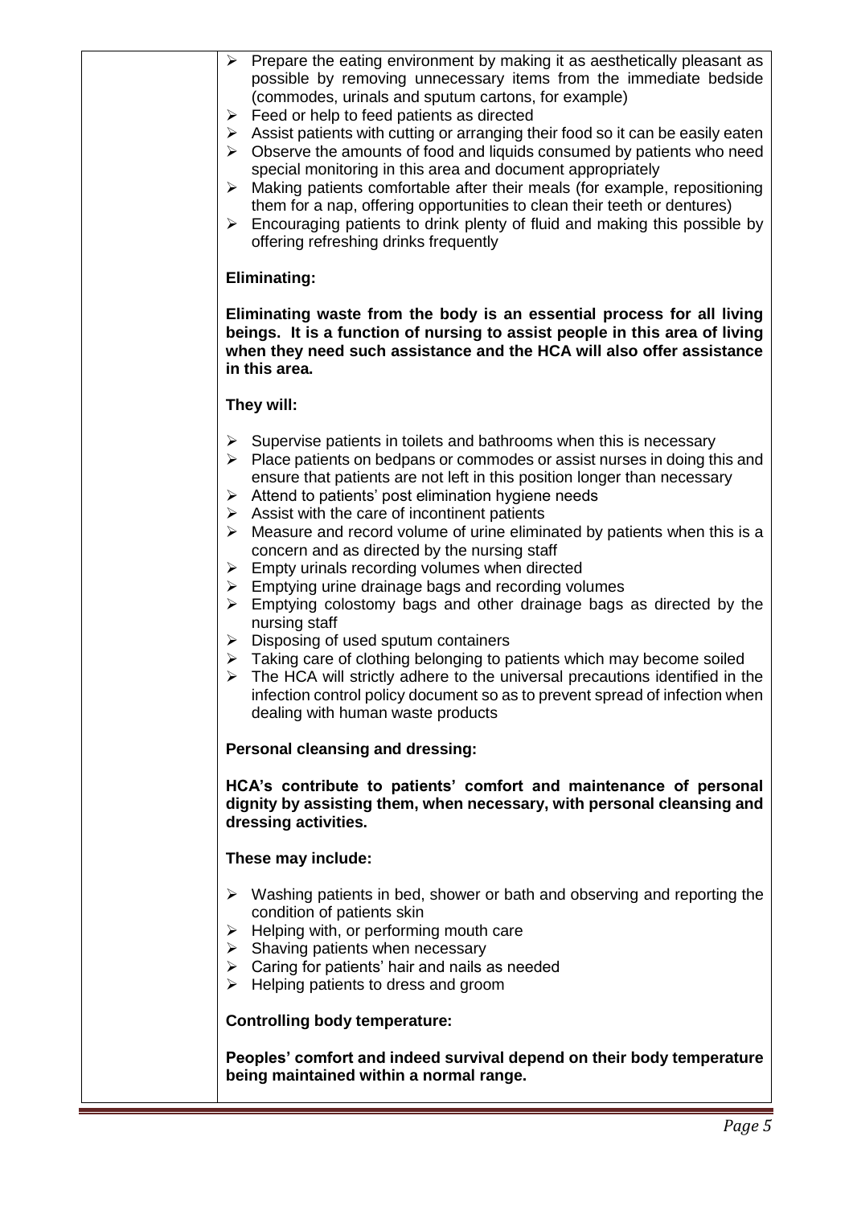- Prepare the eating environment by making it as aesthetically pleasant as possible by removing unnecessary items from the immediate bedside (commodes, urinals and sputum cartons, for example)
- Feed or help to feed patients as directed
- Assist patients with cutting or arranging their food so it can be easily eaten
- Observe the amounts of food and liquids consumed by patients who need special monitoring in this area and document appropriately
- Making patients comfortable after their meals (for example, repositioning them for a nap, offering opportunities to clean their teeth or dentures)
- Encouraging patients to drink plenty of fluid and making this possible by offering refreshing drinks frequently

**Eliminating:**

**Eliminating waste from the body is an essential process for all living beings. It is a function of nursing to assist people in this area of living when they need such assistance and the HCA will also offer assistance in this area.**

**They will:**

- Supervise patients in toilets and bathrooms when this is necessary
- Place patients on bedpans or commodes or assist nurses in doing this and ensure that patients are not left in this position longer than necessary
- Attend to patients' post elimination hygiene needs
- Assist with the care of incontinent patients
- Measure and record volume of urine eliminated by patients when this is a concern and as directed by the nursing staff
- Empty urinals recording volumes when directed
- Emptying urine drainage bags and recording volumes
- Emptying colostomy bags and other drainage bags as directed by the nursing staff
- Disposing of used sputum containers
- Taking care of clothing belonging to patients which may become soiled
- The HCA will strictly adhere to the universal precautions identified in the infection control policy document so as to prevent spread of infection when dealing with human waste products

**Personal cleansing and dressing:**

**HCA's contribute to patients' comfort and maintenance of personal dignity by assisting them, when necessary, with personal cleansing and dressing activities.**

**These may include:**

- Washing patients in bed, shower or bath and observing and reporting the condition of patients skin
- Helping with, or performing mouth care
- Shaving patients when necessary
- Caring for patients' hair and nails as needed
- Helping patients to dress and groom

**Controlling body temperature:**

**Peoples' comfort and indeed survival depend on their body temperature being maintained within a normal range.**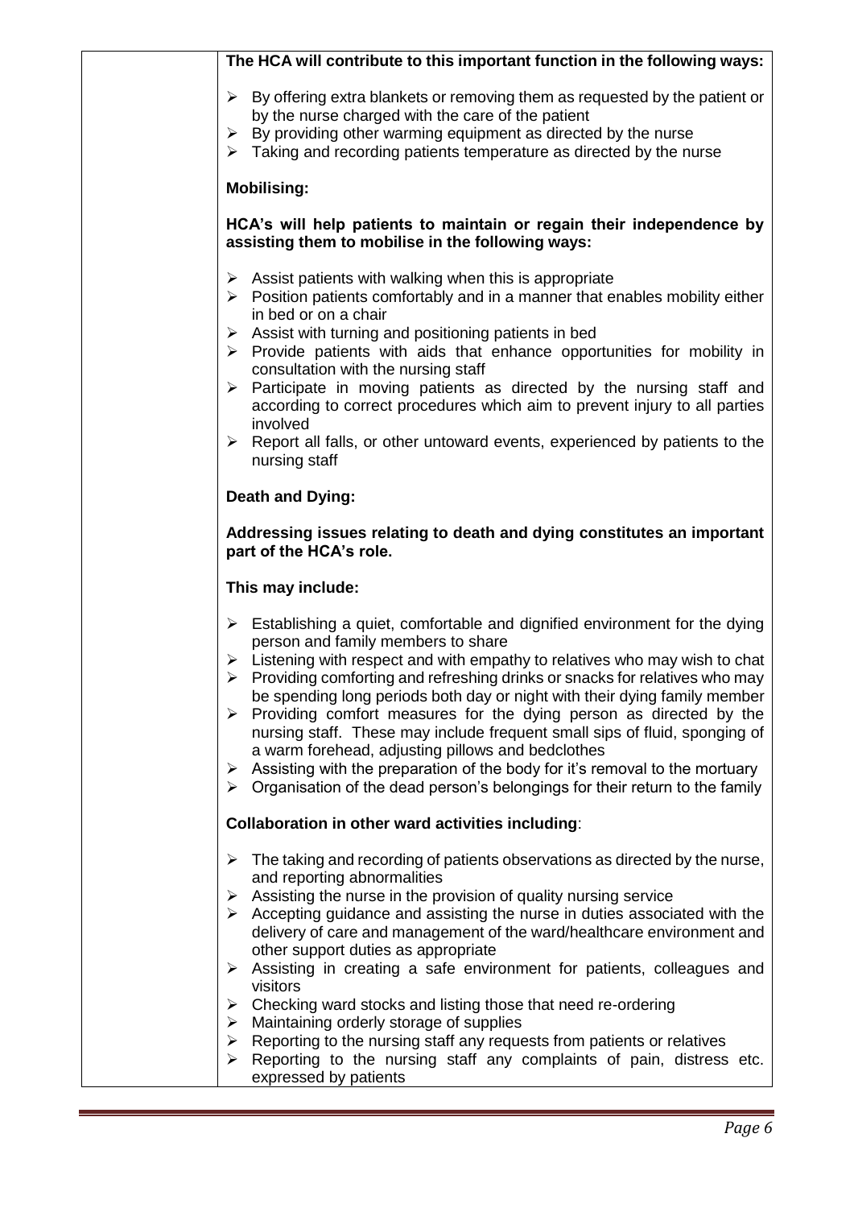**The HCA will contribute to this important function in the following ways:**

- By offering extra blankets or removing them as requested by the patient or by the nurse charged with the care of the patient
- By providing other warming equipment as directed by the nurse
- Taking and recording patients temperature as directed by the nurse

**Mobilising:**

**HCA's will help patients to maintain or regain their independence by assisting them to mobilise in the following ways:**

- Assist patients with walking when this is appropriate
- Position patients comfortably and in a manner that enables mobility either in bed or on a chair
- Assist with turning and positioning patients in bed
- Provide patients with aids that enhance opportunities for mobility in consultation with the nursing staff
- Participate in moving patients as directed by the nursing staff and according to correct procedures which aim to prevent injury to all parties involved
- Report all falls, or other untoward events, experienced by patients to the nursing staff

**Death and Dying:**

**Addressing issues relating to death and dying constitutes an important part of the HCA's role.**

**This may include:**

- Establishing a quiet, comfortable and dignified environment for the dying person and family members to share
- Listening with respect and with empathy to relatives who may wish to chat
- Providing comforting and refreshing drinks or snacks for relatives who may be spending long periods both day or night with their dying family member
- Providing comfort measures for the dying person as directed by the nursing staff. These may include frequent small sips of fluid, sponging of a warm forehead, adjusting pillows and bedclothes
- Assisting with the preparation of the body for it's removal to the mortuary
- Organisation of the dead person's belongings for their return to the family

**Collaboration in other ward activities including**:

- The taking and recording of patients observations as directed by the nurse, and reporting abnormalities
- Assisting the nurse in the provision of quality nursing service
- Accepting guidance and assisting the nurse in duties associated with the delivery of care and management of the ward/healthcare environment and other support duties as appropriate
- Assisting in creating a safe environment for patients, colleagues and visitors
- Checking ward stocks and listing those that need re-ordering
- Maintaining orderly storage of supplies
- Reporting to the nursing staff any requests from patients or relatives
- Reporting to the nursing staff any complaints of pain, distress etc. expressed by patients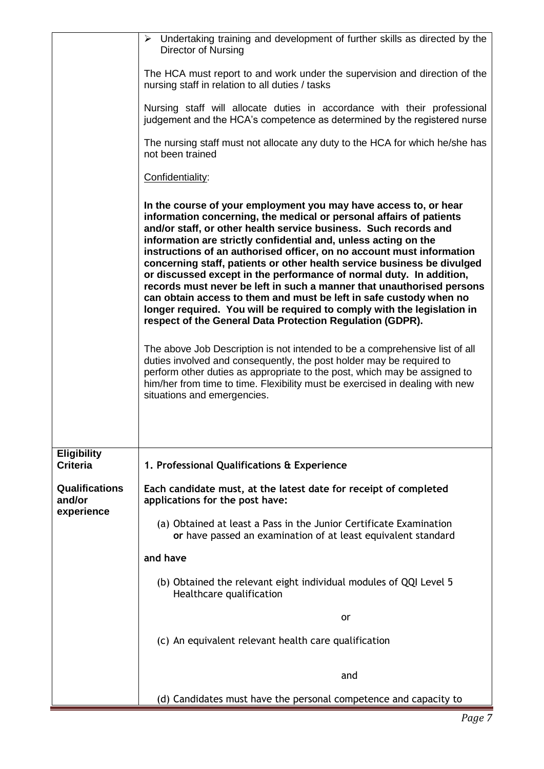| | |
|---|---|
| | ➢ Undertaking training and development of further skills as directed by the Director of Nursing<br><br>The HCA must report to and work under the supervision and direction of the nursing staff in relation to all duties / tasks<br><br>Nursing staff will allocate duties in accordance with their professional judgement and the HCA's competence as determined by the registered nurse<br><br>The nursing staff must not allocate any duty to the HCA for which he/she has not been trained<br><br>Confidentiality:<br><br>**In the course of your employment you may have access to, or hear information concerning, the medical or personal affairs of patients and/or staff, or other health service business. Such records and information are strictly confidential and, unless acting on the instructions of an authorised officer, on no account must information concerning staff, patients or other health service business be divulged or discussed except in the performance of normal duty. In addition, records must never be left in such a manner that unauthorised persons can obtain access to them and must be left in safe custody when no longer required. You will be required to comply with the legislation in respect of the General Data Protection Regulation (GDPR).**<br><br>The above Job Description is not intended to be a comprehensive list of all duties involved and consequently, the post holder may be required to perform other duties as appropriate to the post, which may be assigned to him/her from time to time. Flexibility must be exercised in dealing with new situations and emergencies. |
| **Eligibility Criteria**<br><br>**Qualifications and/or experience** | **1. Professional Qualifications & Experience**<br><br>**Each candidate must, at the latest date for receipt of completed applications for the post have:**<br><br>(a) Obtained at least a Pass in the Junior Certificate Examination **or** have passed an examination of at least equivalent standard<br><br>**and have**<br><br>(b) Obtained the relevant eight individual modules of QQI Level 5 Healthcare qualification<br><br>or<br><br>(c) An equivalent relevant health care qualification<br><br>and<br><br>(d) Candidates must have the personal competence and capacity to |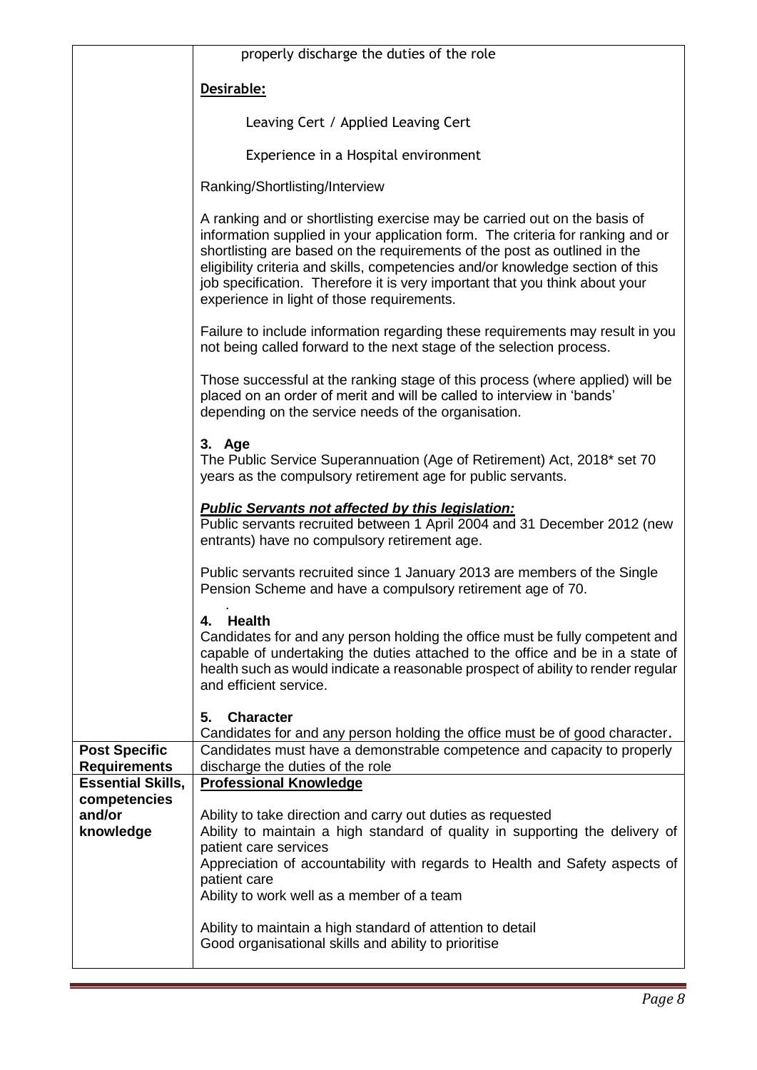| | |
|---|---|
| | properly discharge the duties of the role<br><br>**Desirable:**<br><br>Leaving Cert / Applied Leaving Cert<br><br>Experience in a Hospital environment<br><br>Ranking/Shortlisting/Interview<br><br>A ranking and or shortlisting exercise may be carried out on the basis of information supplied in your application form. The criteria for ranking and or shortlisting are based on the requirements of the post as outlined in the eligibility criteria and skills, competencies and/or knowledge section of this job specification. Therefore it is very important that you think about your experience in light of those requirements.<br><br>Failure to include information regarding these requirements may result in you not being called forward to the next stage of the selection process.<br><br>Those successful at the ranking stage of this process (where applied) will be placed on an order of merit and will be called to interview in 'bands' depending on the service needs of the organisation.<br><br>**3. Age**<br>The Public Service Superannuation (Age of Retirement) Act, 2018* set 70 years as the compulsory retirement age for public servants.<br><br>***Public Servants not affected by this legislation:***<br>Public servants recruited between 1 April 2004 and 31 December 2012 (new entrants) have no compulsory retirement age.<br><br>Public servants recruited since 1 January 2013 are members of the Single Pension Scheme and have a compulsory retirement age of 70.<br><br>**4. Health**<br>Candidates for and any person holding the office must be fully competent and capable of undertaking the duties attached to the office and be in a state of health such as would indicate a reasonable prospect of ability to render regular and efficient service.<br><br>**5. Character**<br>Candidates for and any person holding the office must be of good character. |
| **Post Specific Requirements** | Candidates must have a demonstrable competence and capacity to properly discharge the duties of the role |
| **Essential Skills, competencies and/or knowledge** | **Professional Knowledge**<br><br>Ability to take direction and carry out duties as requested<br>Ability to maintain a high standard of quality in supporting the delivery of patient care services<br>Appreciation of accountability with regards to Health and Safety aspects of patient care<br>Ability to work well as a member of a team<br><br>Ability to maintain a high standard of attention to detail<br>Good organisational skills and ability to prioritise |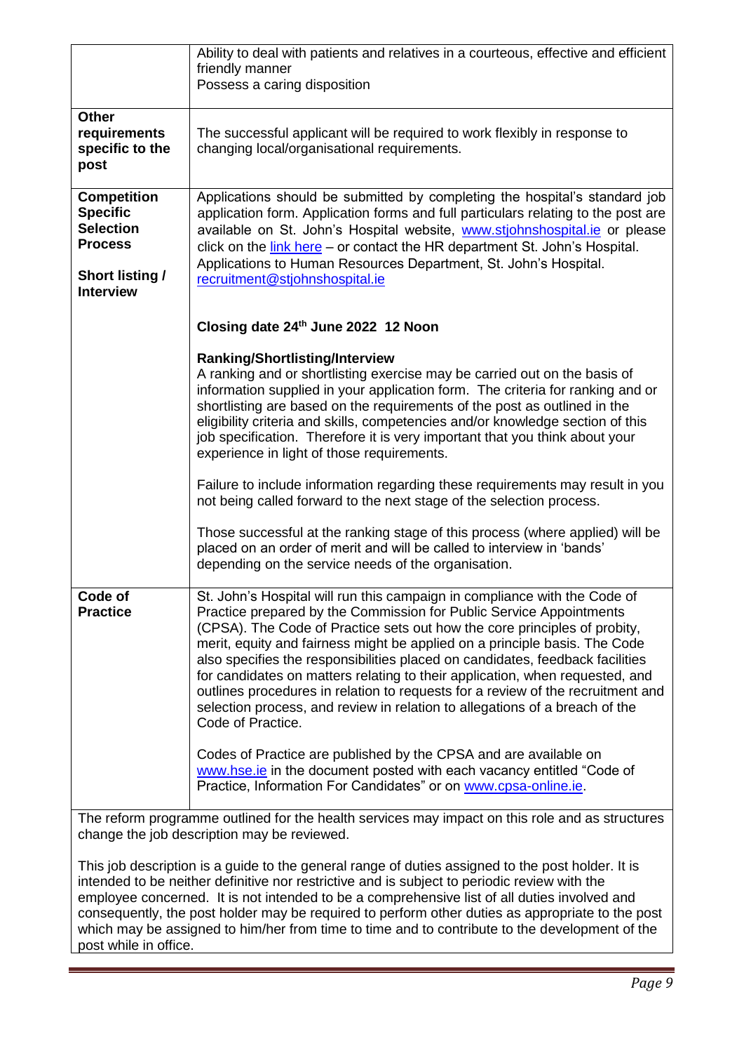| | |
|---|---|
| | Ability to deal with patients and relatives in a courteous, effective and efficient friendly manner<br>Possess a caring disposition |
| **Other requirements specific to the post** | The successful applicant will be required to work flexibly in response to changing local/organisational requirements. |
| **Competition Specific Selection Process**<br><br>**Short listing / Interview** | Applications should be submitted by completing the hospital's standard job application form. Application forms and full particulars relating to the post are available on St. John's Hospital website, [www.stjohnshospital.ie](www.stjohnshospital.ie) or please click on the link here – or contact the HR department St. John's Hospital. Applications to Human Resources Department, St. John's Hospital. recruitment@stjohnshospital.ie<br><br>**Closing date 24th June 2022 12 Noon**<br><br>**Ranking/Shortlisting/Interview**<br>A ranking and or shortlisting exercise may be carried out on the basis of information supplied in your application form. The criteria for ranking and or shortlisting are based on the requirements of the post as outlined in the eligibility criteria and skills, competencies and/or knowledge section of this job specification. Therefore it is very important that you think about your experience in light of those requirements.<br><br>Failure to include information regarding these requirements may result in you not being called forward to the next stage of the selection process.<br><br>Those successful at the ranking stage of this process (where applied) will be placed on an order of merit and will be called to interview in 'bands' depending on the service needs of the organisation. |
| **Code of Practice** | St. John's Hospital will run this campaign in compliance with the Code of Practice prepared by the Commission for Public Service Appointments (CPSA). The Code of Practice sets out how the core principles of probity, merit, equity and fairness might be applied on a principle basis. The Code also specifies the responsibilities placed on candidates, feedback facilities for candidates on matters relating to their application, when requested, and outlines procedures in relation to requests for a review of the recruitment and selection process, and review in relation to allegations of a breach of the Code of Practice.<br><br>Codes of Practice are published by the CPSA and are available on www.hse.ie in the document posted with each vacancy entitled "Code of Practice, Information For Candidates" or on www.cpsa-online.ie. |

The reform programme outlined for the health services may impact on this role and as structures change the job description may be reviewed.

This job description is a guide to the general range of duties assigned to the post holder. It is intended to be neither definitive nor restrictive and is subject to periodic review with the employee concerned. It is not intended to be a comprehensive list of all duties involved and consequently, the post holder may be required to perform other duties as appropriate to the post which may be assigned to him/her from time to time and to contribute to the development of the post while in office.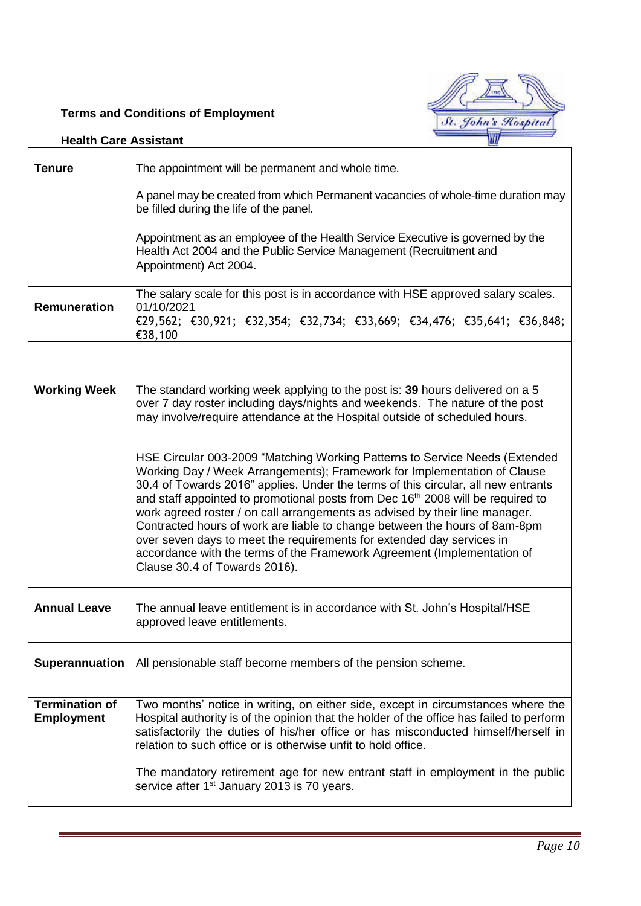**Terms and Conditions of Employment**

**Health Care Assistant**

| | |
|---|---|
| **Tenure** | The appointment will be permanent and whole time.<br><br>A panel may be created from which Permanent vacancies of whole-time duration may be filled during the life of the panel.<br><br>Appointment as an employee of the Health Service Executive is governed by the Health Act 2004 and the Public Service Management (Recruitment and Appointment) Act 2004. |
| **Remuneration** | The salary scale for this post is in accordance with HSE approved salary scales.<br>01/10/2021<br>€29,562; €30,921; €32,354; €32,734; €33,669; €34,476; €35,641; €36,848; €38,100 |
| **Working Week** | The standard working week applying to the post is: **39** hours delivered on a 5 over 7 day roster including days/nights and weekends. The nature of the post may involve/require attendance at the Hospital outside of scheduled hours.<br><br>HSE Circular 003-2009 "Matching Working Patterns to Service Needs (Extended Working Day / Week Arrangements); Framework for Implementation of Clause 30.4 of Towards 2016" applies. Under the terms of this circular, all new entrants and staff appointed to promotional posts from Dec 16th 2008 will be required to work agreed roster / on call arrangements as advised by their line manager. Contracted hours of work are liable to change between the hours of 8am-8pm over seven days to meet the requirements for extended day services in accordance with the terms of the Framework Agreement (Implementation of Clause 30.4 of Towards 2016). |
| **Annual Leave** | The annual leave entitlement is in accordance with St. John's Hospital/HSE approved leave entitlements. |
| **Superannuation** | All pensionable staff become members of the pension scheme. |
| **Termination of Employment** | Two months' notice in writing, on either side, except in circumstances where the Hospital authority is of the opinion that the holder of the office has failed to perform satisfactorily the duties of his/her office or has misconducted himself/herself in relation to such office or is otherwise unfit to hold office.<br><br>The mandatory retirement age for new entrant staff in employment in the public service after 1st January 2013 is 70 years. |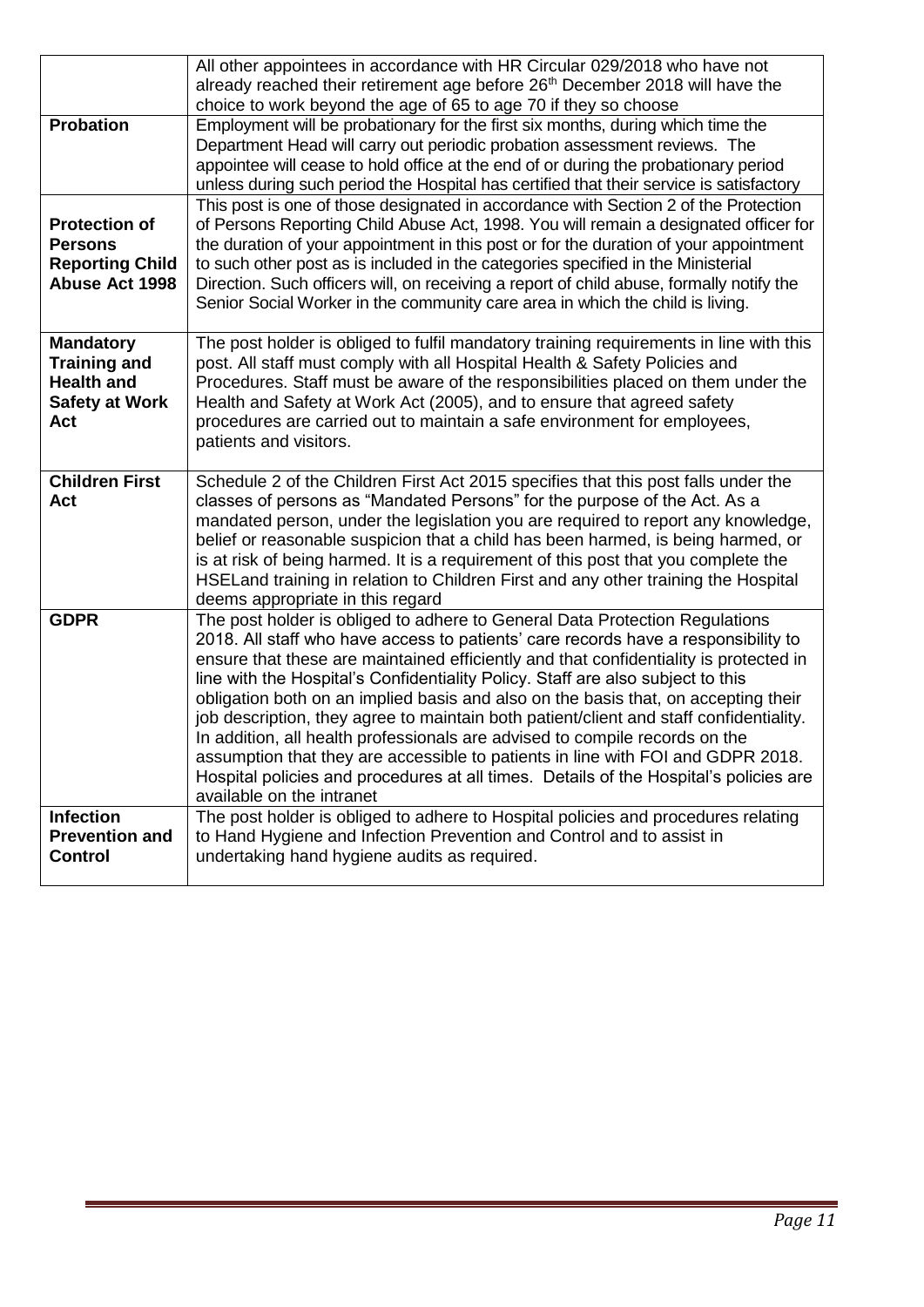| | |
|---|---|
| | All other appointees in accordance with HR Circular 029/2018 who have not already reached their retirement age before 26th December 2018 will have the choice to work beyond the age of 65 to age 70 if they so choose |
| **Probation** | Employment will be probationary for the first six months, during which time the Department Head will carry out periodic probation assessment reviews. The appointee will cease to hold office at the end of or during the probationary period unless during such period the Hospital has certified that their service is satisfactory |
| **Protection of Persons Reporting Child Abuse Act 1998** | This post is one of those designated in accordance with Section 2 of the Protection of Persons Reporting Child Abuse Act, 1998. You will remain a designated officer for the duration of your appointment in this post or for the duration of your appointment to such other post as is included in the categories specified in the Ministerial Direction. Such officers will, on receiving a report of child abuse, formally notify the Senior Social Worker in the community care area in which the child is living. |
| **Mandatory Training and Health and Safety at Work Act** | The post holder is obliged to fulfil mandatory training requirements in line with this post. All staff must comply with all Hospital Health & Safety Policies and Procedures. Staff must be aware of the responsibilities placed on them under the Health and Safety at Work Act (2005), and to ensure that agreed safety procedures are carried out to maintain a safe environment for employees, patients and visitors. |
| **Children First Act** | Schedule 2 of the Children First Act 2015 specifies that this post falls under the classes of persons as "Mandated Persons" for the purpose of the Act. As a mandated person, under the legislation you are required to report any knowledge, belief or reasonable suspicion that a child has been harmed, is being harmed, or is at risk of being harmed. It is a requirement of this post that you complete the HSELand training in relation to Children First and any other training the Hospital deems appropriate in this regard |
| **GDPR** | The post holder is obliged to adhere to General Data Protection Regulations 2018. All staff who have access to patients' care records have a responsibility to ensure that these are maintained efficiently and that confidentiality is protected in line with the Hospital's Confidentiality Policy. Staff are also subject to this obligation both on an implied basis and also on the basis that, on accepting their job description, they agree to maintain both patient/client and staff confidentiality. In addition, all health professionals are advised to compile records on the assumption that they are accessible to patients in line with FOI and GDPR 2018. Hospital policies and procedures at all times. Details of the Hospital's policies are available on the intranet |
| **Infection Prevention and Control** | The post holder is obliged to adhere to Hospital policies and procedures relating to Hand Hygiene and Infection Prevention and Control and to assist in undertaking hand hygiene audits as required. |